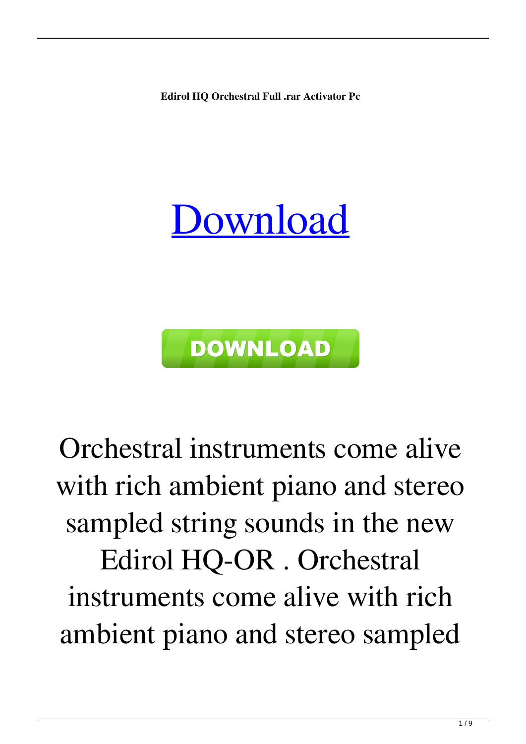**Edirol HQ Orchestral Full .rar Activator Pc**

# [Download](#)

**DOWNLOAD**

Orchestral instruments come alive with rich ambient piano and stereo sampled string sounds in the new Edirol HQ-OR . Orchestral instruments come alive with rich ambient piano and stereo sampled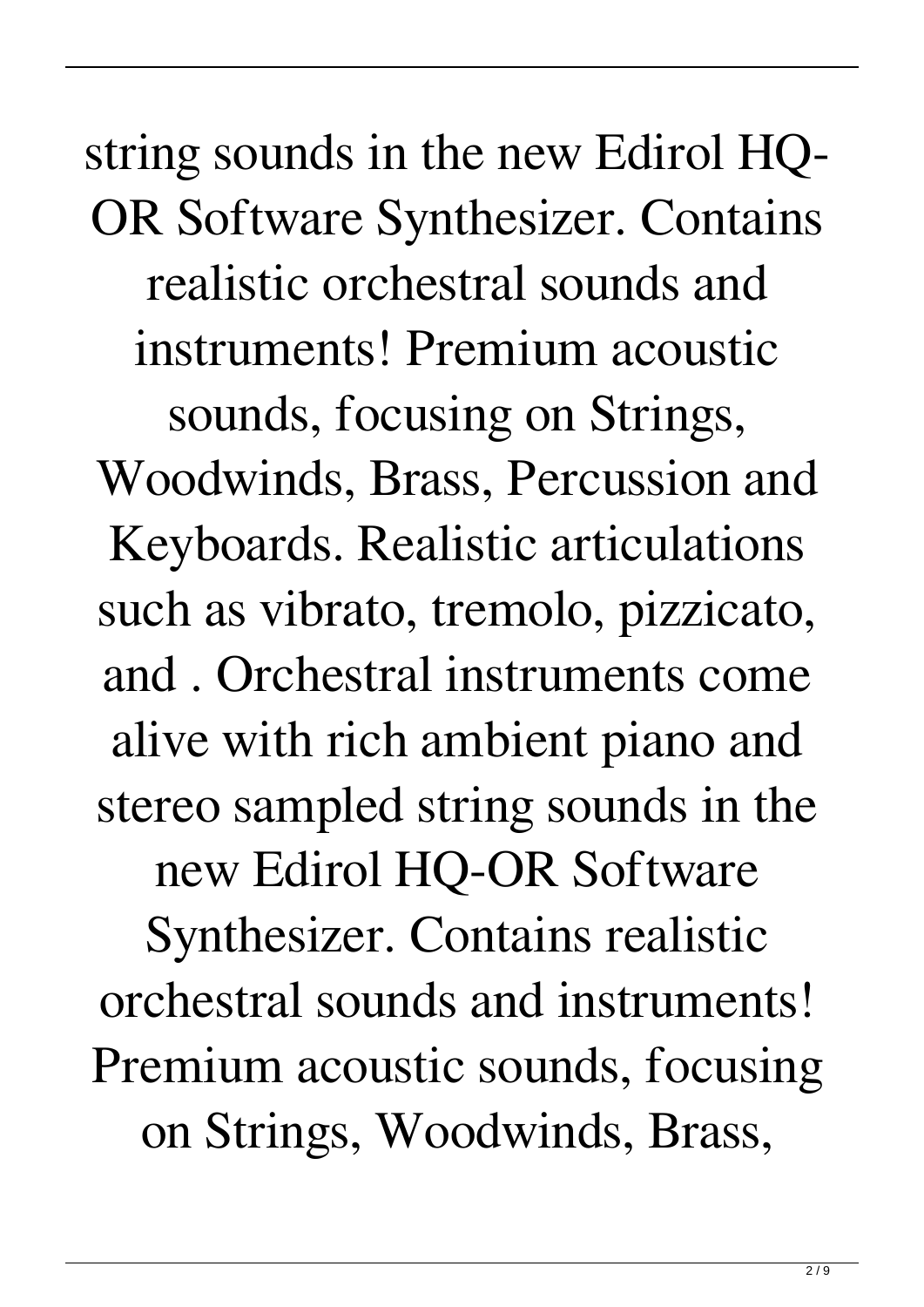string sounds in the new Edirol HQ-OR Software Synthesizer. Contains realistic orchestral sounds and instruments! Premium acoustic sounds, focusing on Strings, Woodwinds, Brass, Percussion and Keyboards. Realistic articulations such as vibrato, tremolo, pizzicato, and . Orchestral instruments come alive with rich ambient piano and stereo sampled string sounds in the new Edirol HQ-OR Software Synthesizer. Contains realistic orchestral sounds and instruments! Premium acoustic sounds, focusing on Strings, Woodwinds, Brass,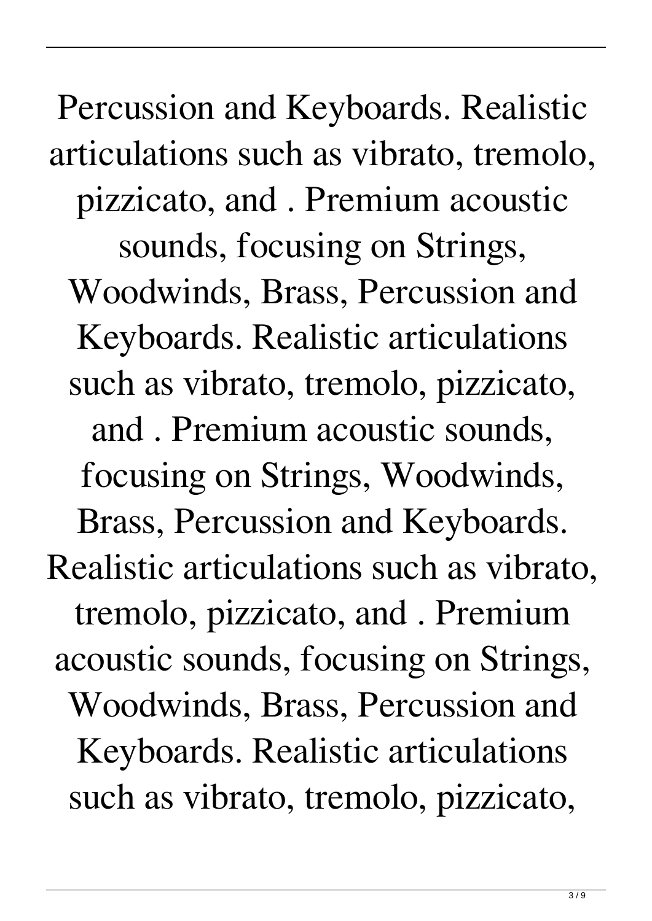Percussion and Keyboards. Realistic articulations such as vibrato, tremolo, pizzicato, and . Premium acoustic sounds, focusing on Strings, Woodwinds, Brass, Percussion and Keyboards. Realistic articulations such as vibrato, tremolo, pizzicato, and . Premium acoustic sounds, focusing on Strings, Woodwinds, Brass, Percussion and Keyboards. Realistic articulations such as vibrato, tremolo, pizzicato, and . Premium acoustic sounds, focusing on Strings, Woodwinds, Brass, Percussion and Keyboards. Realistic articulations such as vibrato, tremolo, pizzicato,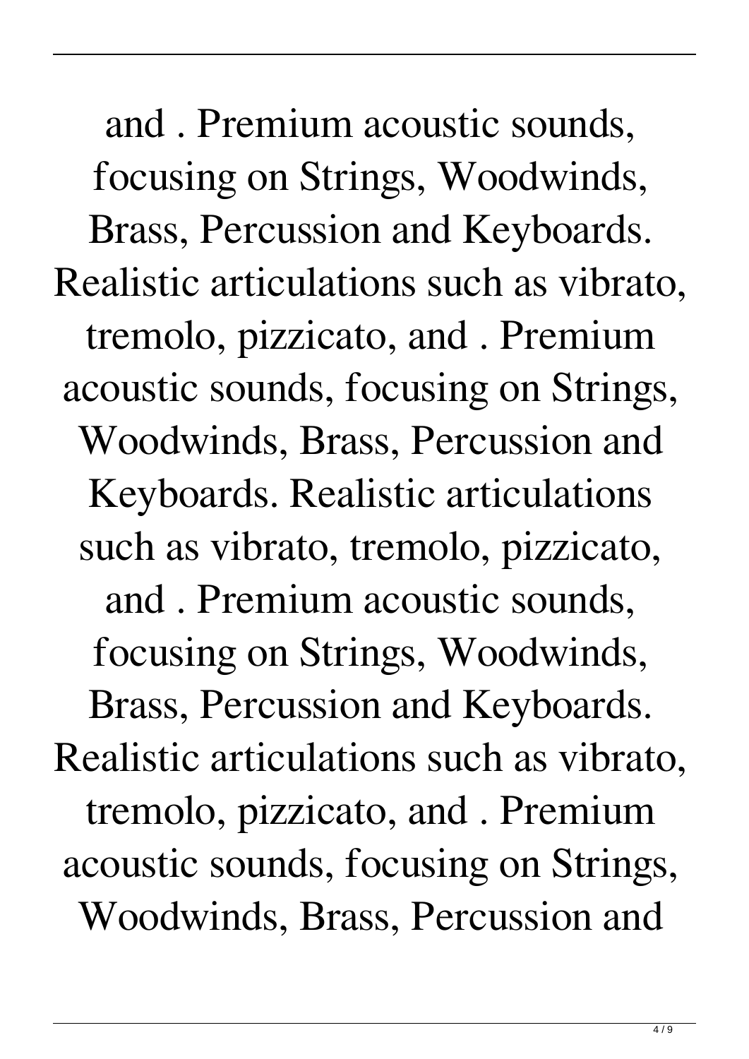and . Premium acoustic sounds, focusing on Strings, Woodwinds, Brass, Percussion and Keyboards. Realistic articulations such as vibrato, tremolo, pizzicato, and . Premium acoustic sounds, focusing on Strings, Woodwinds, Brass, Percussion and Keyboards. Realistic articulations such as vibrato, tremolo, pizzicato, and . Premium acoustic sounds, focusing on Strings, Woodwinds, Brass, Percussion and Keyboards. Realistic articulations such as vibrato, tremolo, pizzicato, and . Premium acoustic sounds, focusing on Strings, Woodwinds, Brass, Percussion and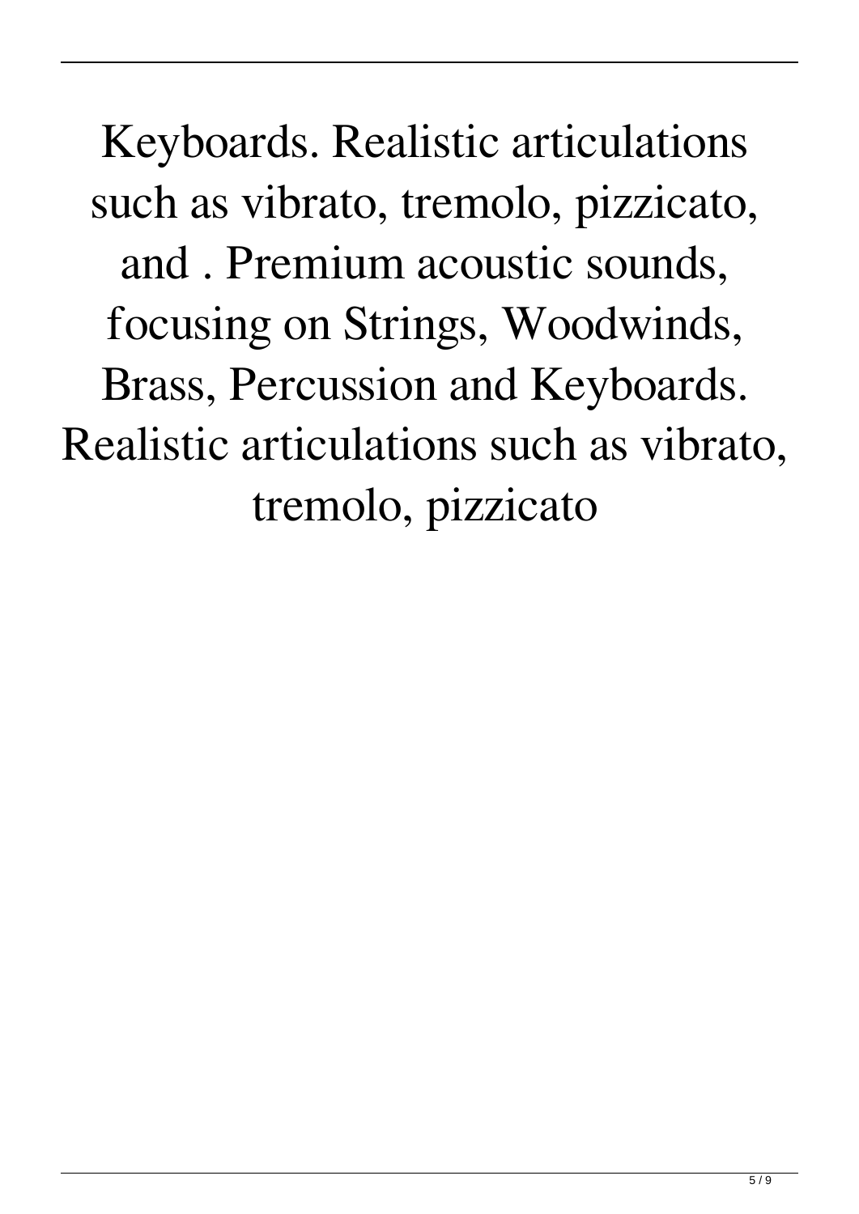Keyboards. Realistic articulations such as vibrato, tremolo, pizzicato, and . Premium acoustic sounds, focusing on Strings, Woodwinds, Brass, Percussion and Keyboards. Realistic articulations such as vibrato, tremolo, pizzicato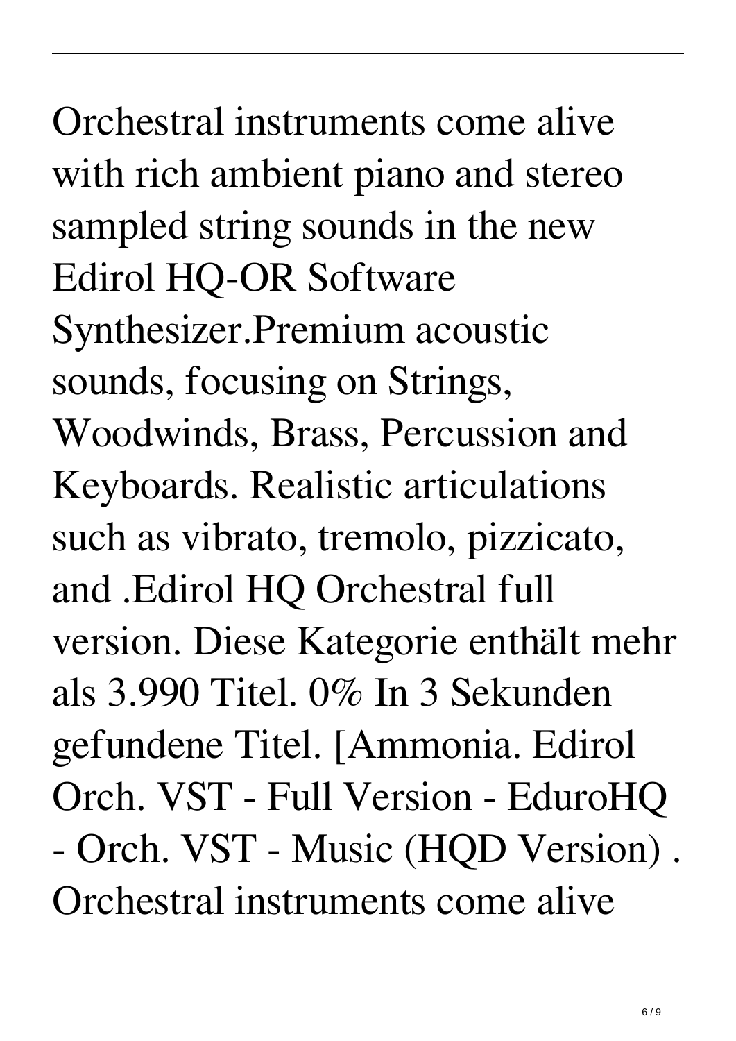Orchestral instruments come alive with rich ambient piano and stereo sampled string sounds in the new Edirol HQ-OR Software Synthesizer.Premium acoustic sounds, focusing on Strings, Woodwinds, Brass, Percussion and Keyboards. Realistic articulations such as vibrato, tremolo, pizzicato, and .Edirol HQ Orchestral full version. Diese Kategorie enthält mehr als 3.990 Titel. 0% In 3 Sekunden gefundene Titel. [Ammonia. Edirol Orch. VST - Full Version - EduroHQ - Orch. VST - Music (HQD Version) . Orchestral instruments come alive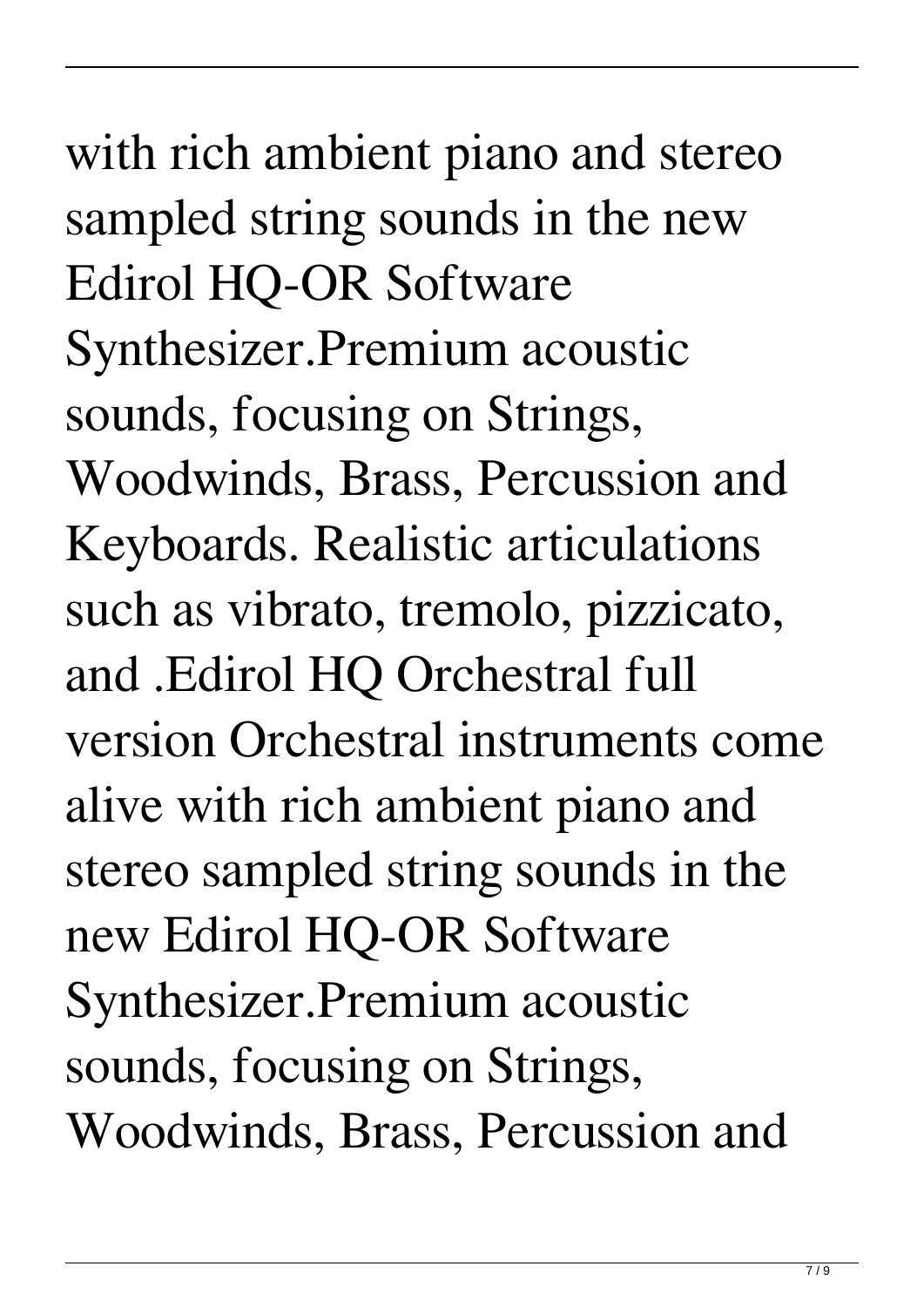with rich ambient piano and stereo sampled string sounds in the new Edirol HQ-OR Software Synthesizer.Premium acoustic sounds, focusing on Strings, Woodwinds, Brass, Percussion and Keyboards. Realistic articulations such as vibrato, tremolo, pizzicato, and .Edirol HQ Orchestral full version Orchestral instruments come alive with rich ambient piano and stereo sampled string sounds in the new Edirol HQ-OR Software Synthesizer.Premium acoustic sounds, focusing on Strings, Woodwinds, Brass, Percussion and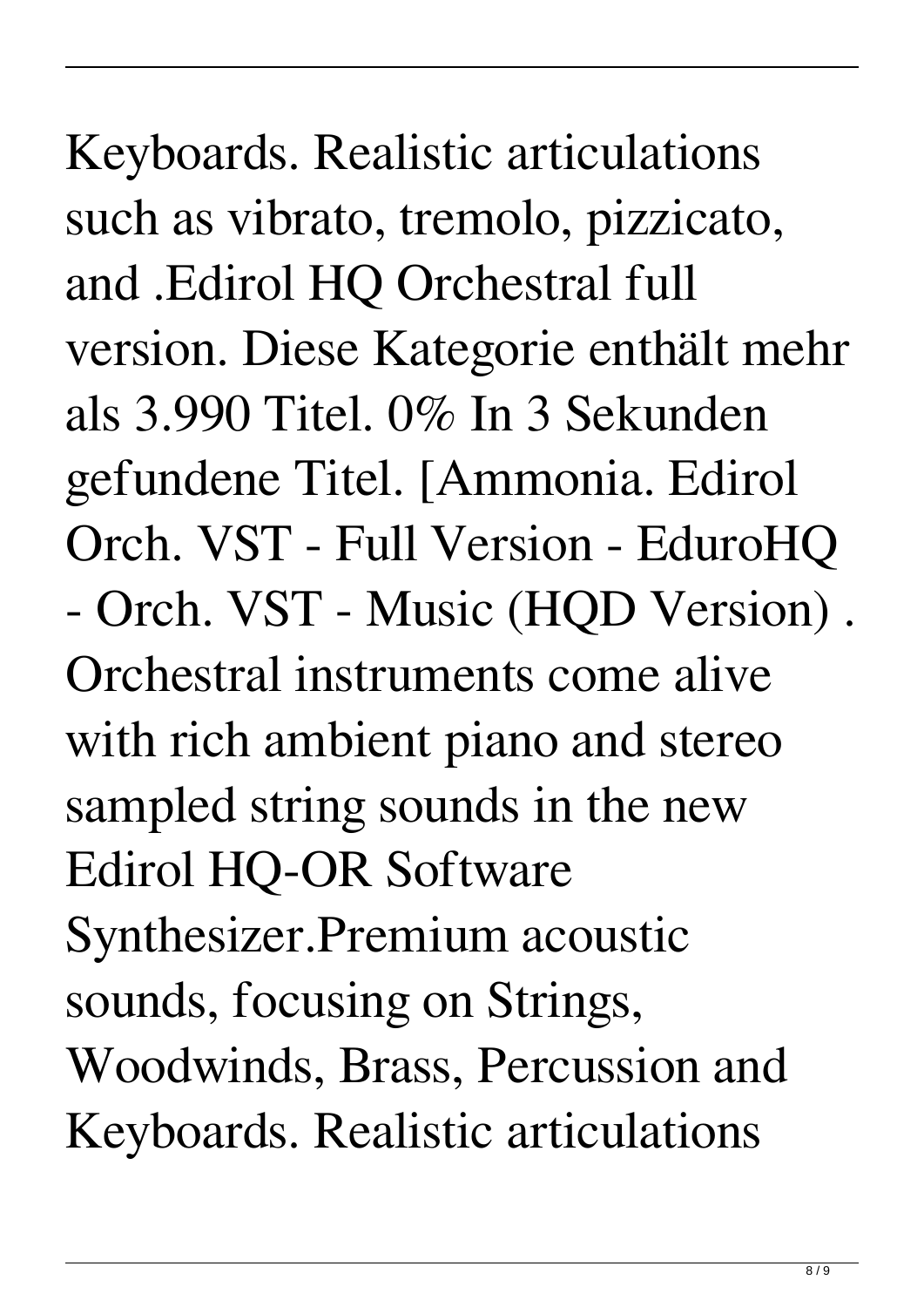Keyboards. Realistic articulations such as vibrato, tremolo, pizzicato, and .Edirol HQ Orchestral full version. Diese Kategorie enthält mehr als 3.990 Titel. 0% In 3 Sekunden gefundene Titel. [Ammonia. Edirol Orch. VST - Full Version - EduroHQ - Orch. VST - Music (HQD Version) . Orchestral instruments come alive with rich ambient piano and stereo sampled string sounds in the new Edirol HQ-OR Software Synthesizer.Premium acoustic sounds, focusing on Strings, Woodwinds, Brass, Percussion and Keyboards. Realistic articulations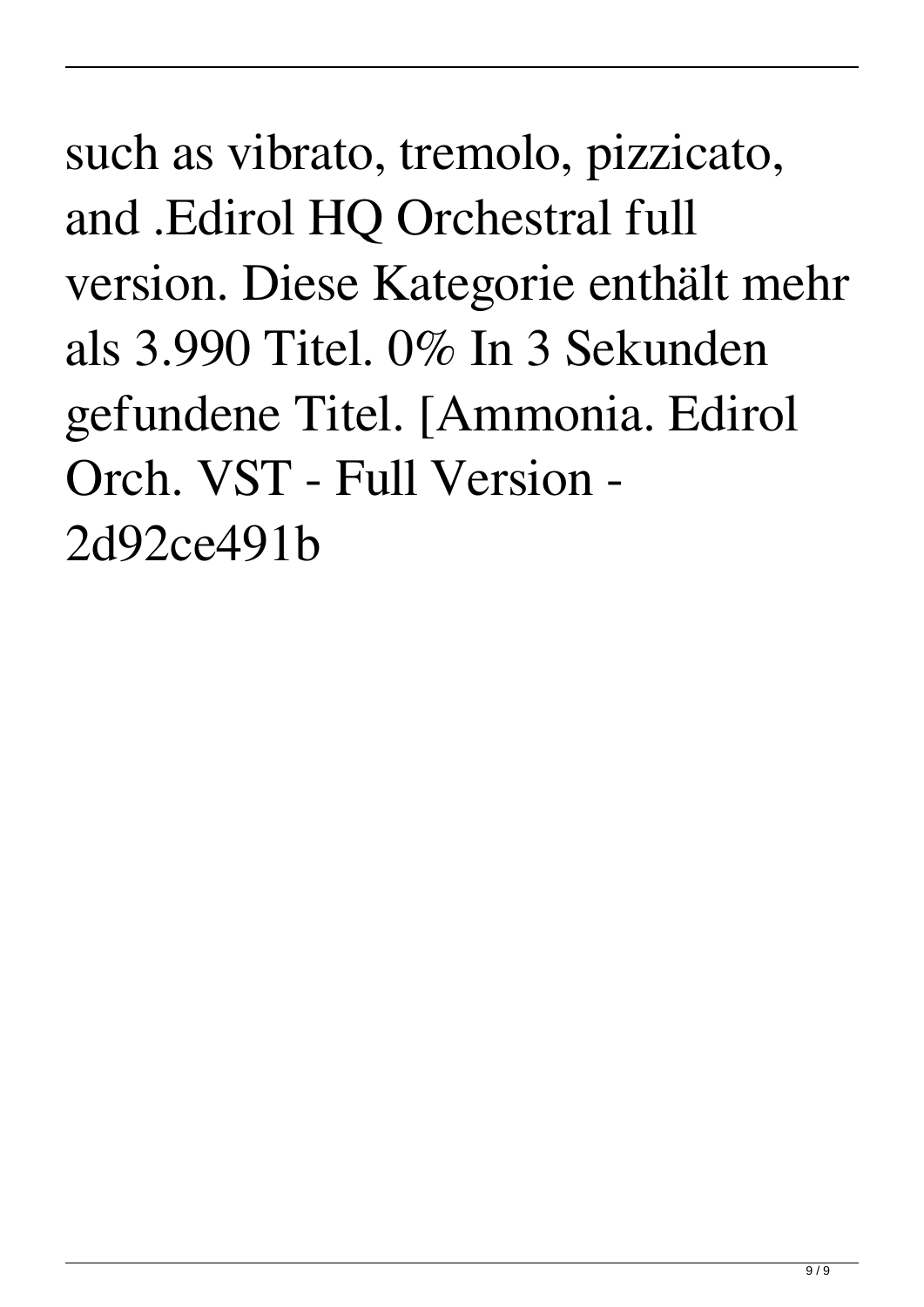such as vibrato, tremolo, pizzicato, and .Edirol HQ Orchestral full version. Diese Kategorie enthält mehr als 3.990 Titel. 0% In 3 Sekunden gefundene Titel. [Ammonia. Edirol Orch. VST - Full Version - 2d92ce491b